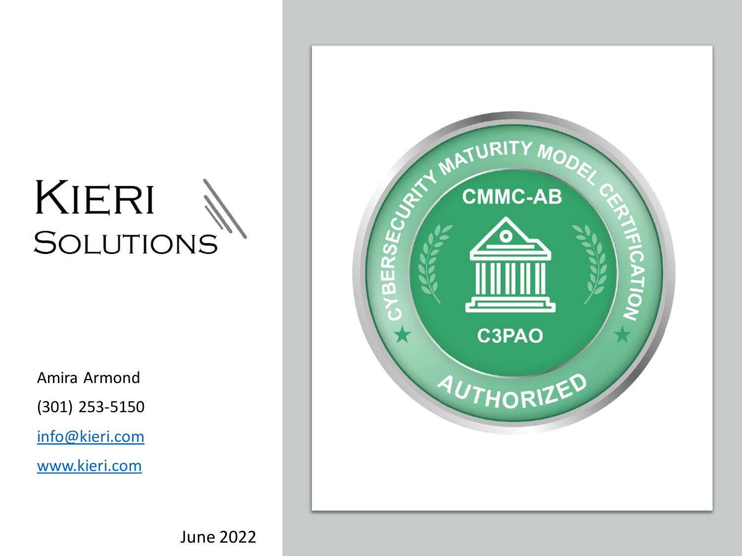# KIERI SOLUTIONS

Amira Armond

(301) 253-5150

info@kieri.com

www.kieri.com

CYBERSECURITY MATURITY MODEL CERTIFICATION

CMMC-AB

C3PAO

AUTHORIZED

June 2022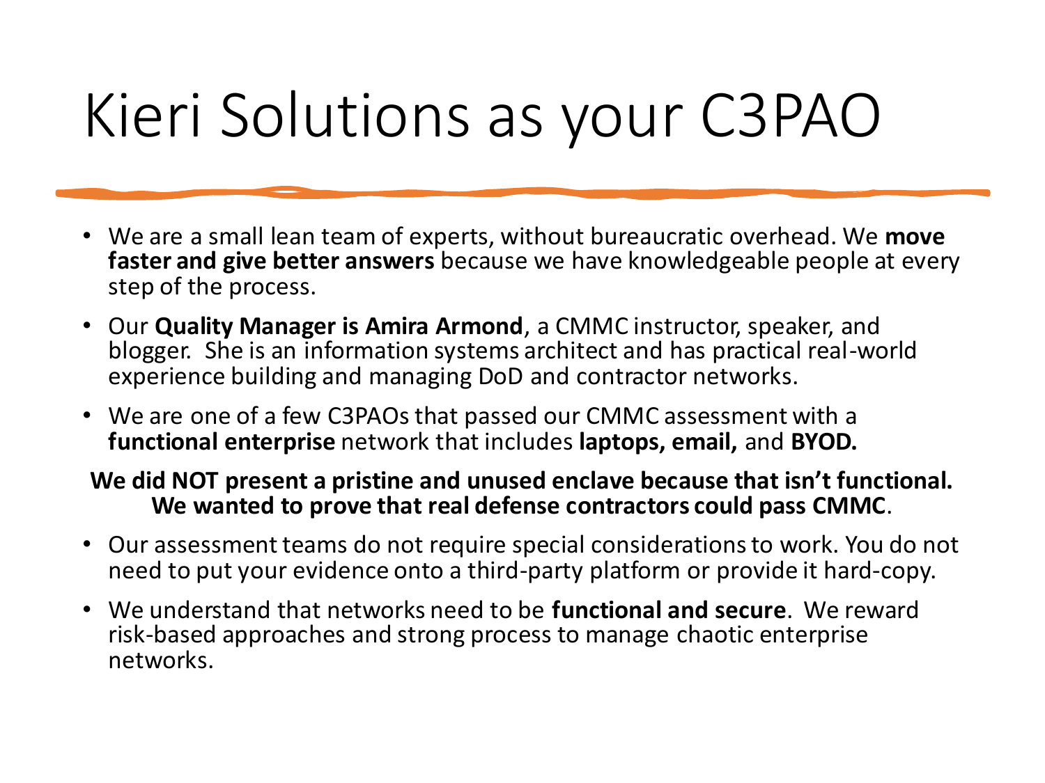# Kieri Solutions as your C3PAO

- We are a small lean team of experts, without bureaucratic overhead. We **move faster and give better answers** because we have knowledgeable people at every step of the process.
- Our **Quality Manager is Amira Armond**, a CMMC instructor, speaker, and blogger. She is an information systems architect and has practical real-world experience building and managing DoD and contractor networks.
- We are one of a few C3PAOs that passed our CMMC assessment with a **functional enterprise** network that includes **laptops, email,** and **BYOD.**

**We did NOT present a pristine and unused enclave because that isn't functional. We wanted to prove that real defense contractors could pass CMMC**.

- Our assessment teams do not require special considerations to work. You do not need to put your evidence onto a third-party platform or provide it hard-copy.
- We understand that networks need to be **functional and secure**. We reward risk-based approaches and strong process to manage chaotic enterprise networks.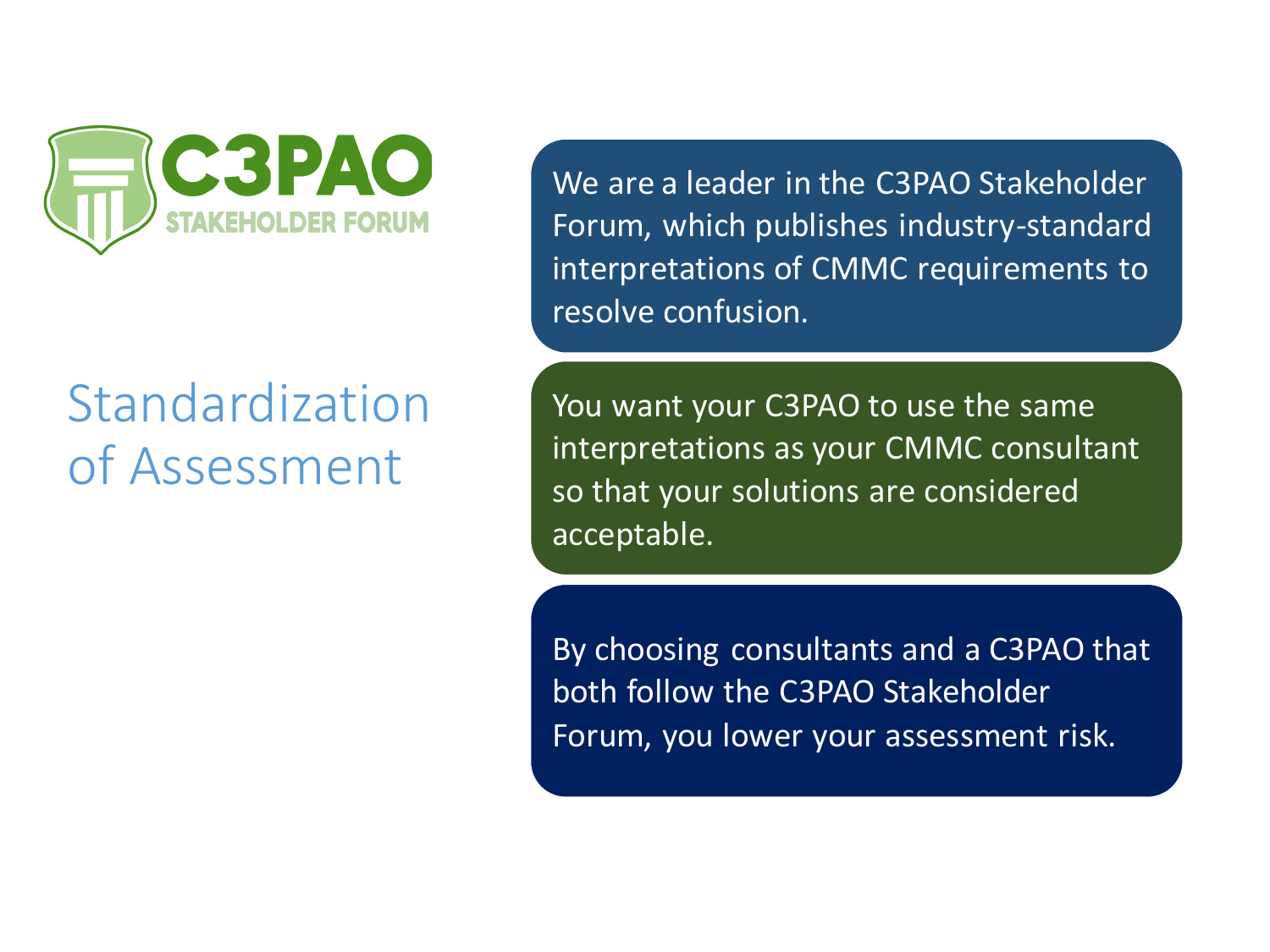C3PAO STAKEHOLDER FORUM

# Standardization of Assessment

We are a leader in the C3PAO Stakeholder Forum, which publishes industry-standard interpretations of CMMC requirements to resolve confusion.

You want your C3PAO to use the same interpretations as your CMMC consultant so that your solutions are considered acceptable.

By choosing consultants and a C3PAO that both follow the C3PAO Stakeholder Forum, you lower your assessment risk.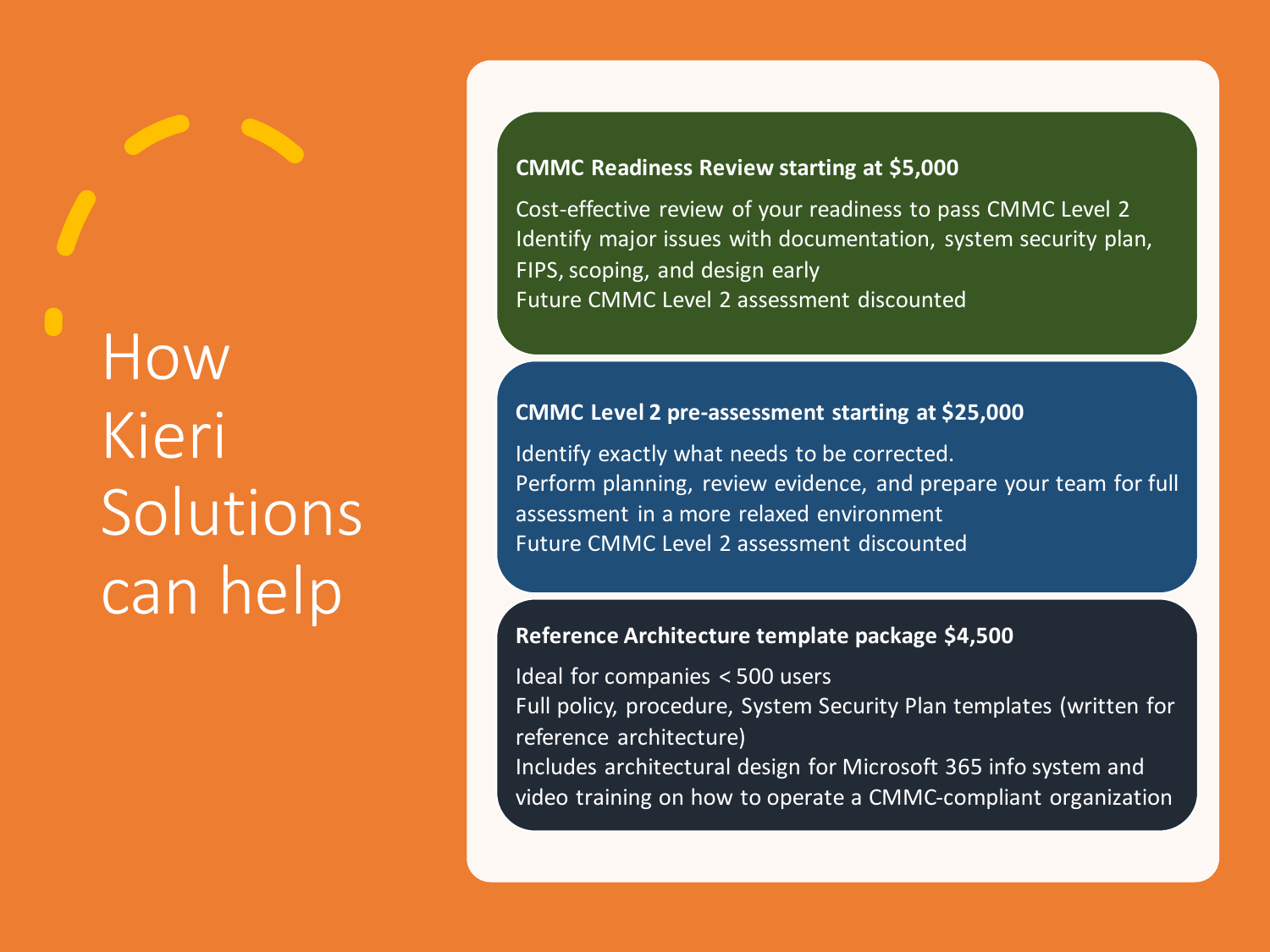# How Kieri Solutions can help

**CMMC Readiness Review starting at $5,000**

Cost-effective review of your readiness to pass CMMC Level 2
Identify major issues with documentation, system security plan, FIPS, scoping, and design early
Future CMMC Level 2 assessment discounted

**CMMC Level 2 pre-assessment starting at $25,000**

Identify exactly what needs to be corrected.
Perform planning, review evidence, and prepare your team for full assessment in a more relaxed environment
Future CMMC Level 2 assessment discounted

**Reference Architecture template package $4,500**

Ideal for companies < 500 users
Full policy, procedure, System Security Plan templates (written for reference architecture)
Includes architectural design for Microsoft 365 info system and video training on how to operate a CMMC-compliant organization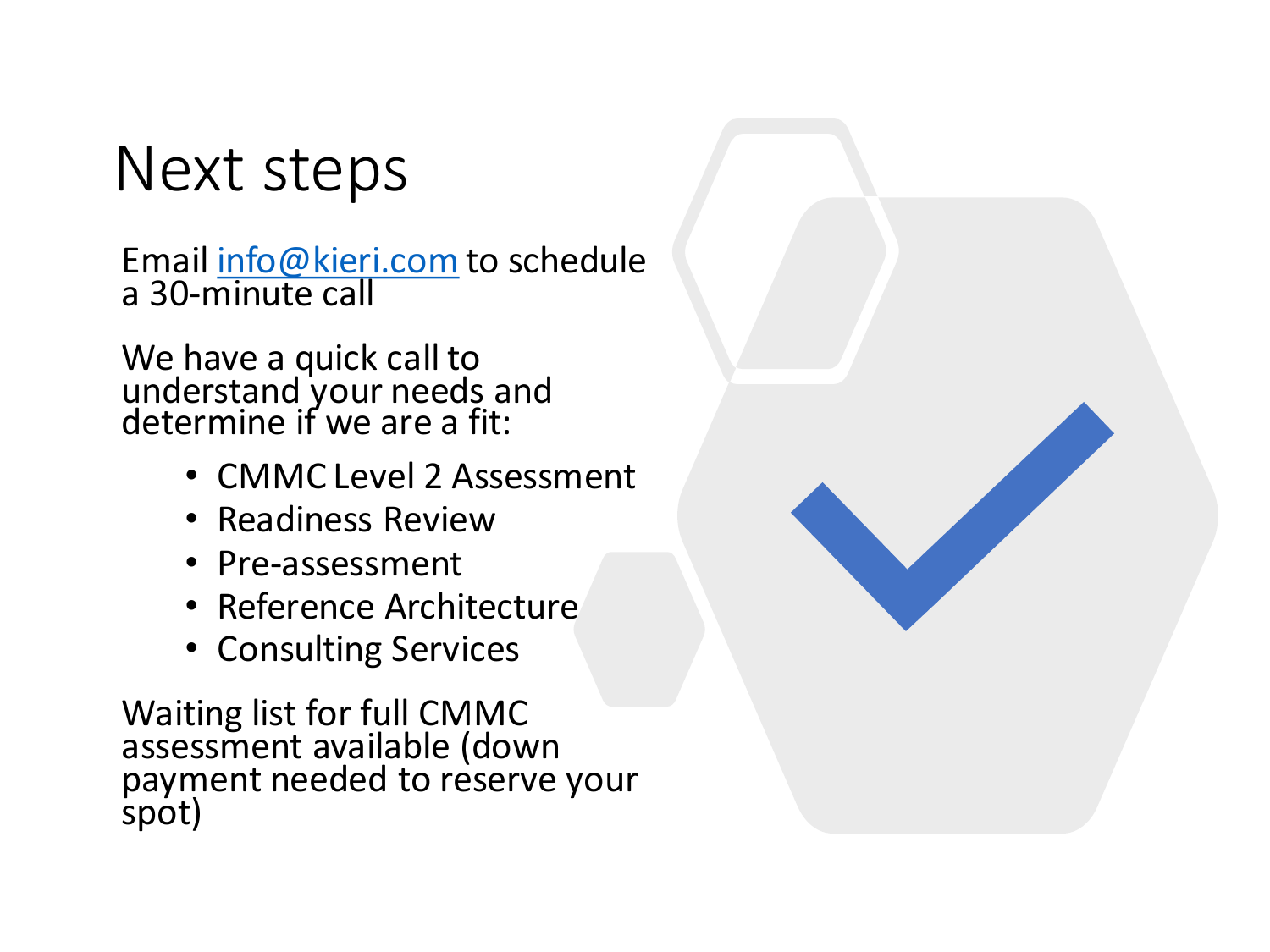# Next steps

Email info@kieri.com to schedule a 30-minute call

We have a quick call to understand your needs and determine if we are a fit:

- CMMC Level 2 Assessment
- Readiness Review
- Pre-assessment
- Reference Architecture
- Consulting Services

Waiting list for full CMMC assessment available (down payment needed to reserve your spot)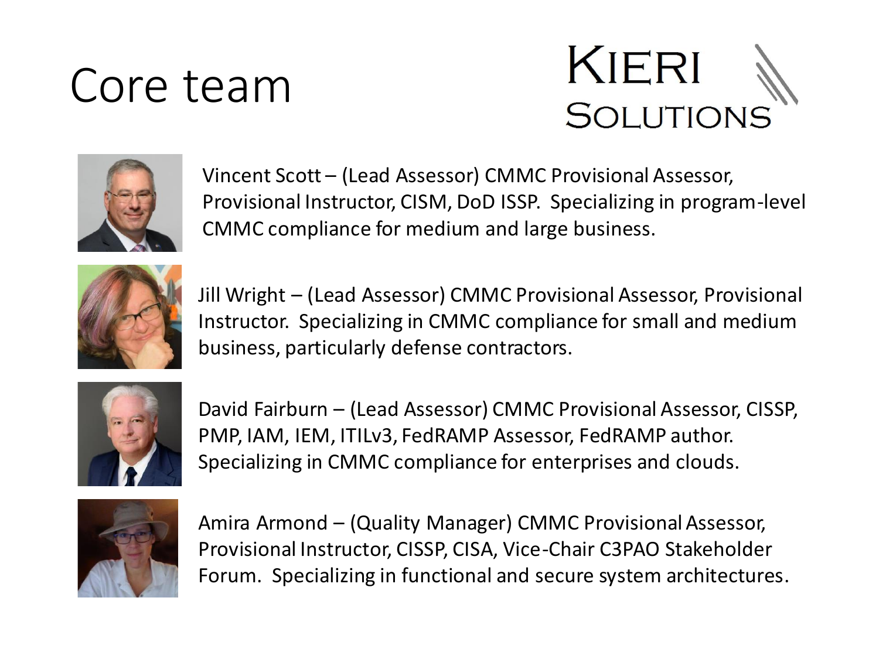# Core team

KIERI SOLUTIONS

Vincent Scott – (Lead Assessor) CMMC Provisional Assessor, Provisional Instructor, CISM, DoD ISSP. Specializing in program-level CMMC compliance for medium and large business.

Jill Wright – (Lead Assessor) CMMC Provisional Assessor, Provisional Instructor. Specializing in CMMC compliance for small and medium business, particularly defense contractors.

David Fairburn – (Lead Assessor) CMMC Provisional Assessor, CISSP, PMP, IAM, IEM, ITILv3, FedRAMP Assessor, FedRAMP author. Specializing in CMMC compliance for enterprises and clouds.

Amira Armond – (Quality Manager) CMMC Provisional Assessor, Provisional Instructor, CISSP, CISA, Vice-Chair C3PAO Stakeholder Forum. Specializing in functional and secure system architectures.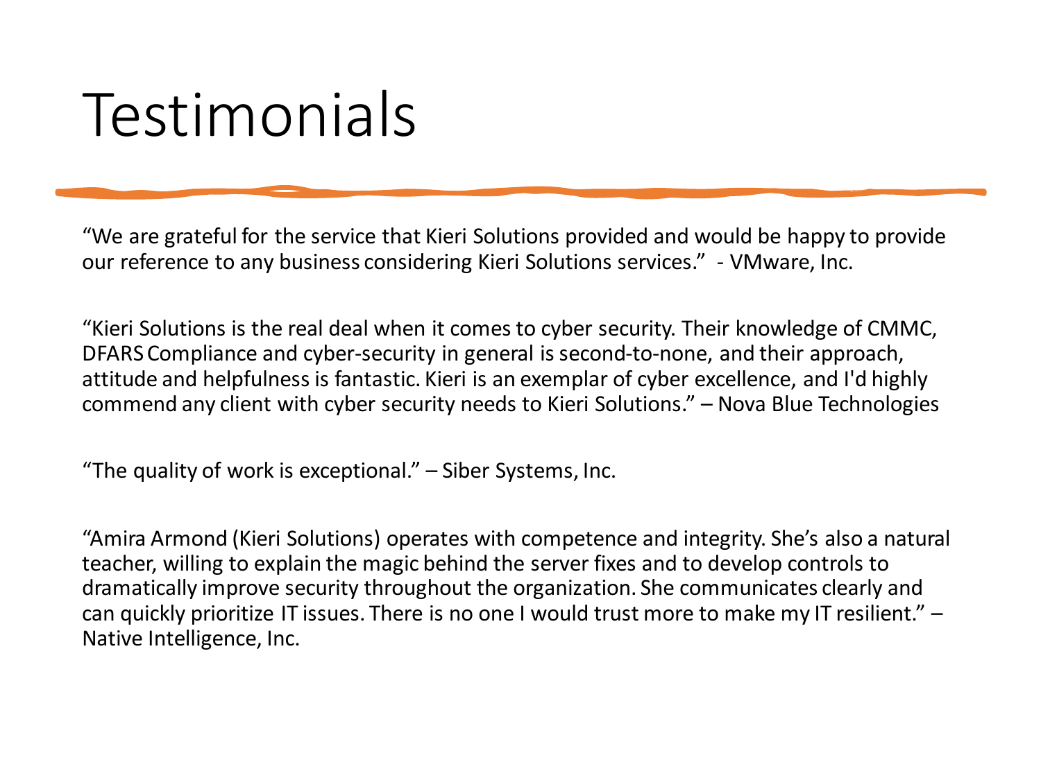# Testimonials

“We are grateful for the service that Kieri Solutions provided and would be happy to provide our reference to any business considering Kieri Solutions services.” - VMware, Inc.

“Kieri Solutions is the real deal when it comes to cyber security. Their knowledge of CMMC, DFARS Compliance and cyber-security in general is second-to-none, and their approach, attitude and helpfulness is fantastic. Kieri is an exemplar of cyber excellence, and I'd highly commend any client with cyber security needs to Kieri Solutions.” – Nova Blue Technologies

“The quality of work is exceptional.” – Siber Systems, Inc.

“Amira Armond (Kieri Solutions) operates with competence and integrity. She’s also a natural teacher, willing to explain the magic behind the server fixes and to develop controls to dramatically improve security throughout the organization. She communicates clearly and can quickly prioritize IT issues. There is no one I would trust more to make my IT resilient.” – Native Intelligence, Inc.